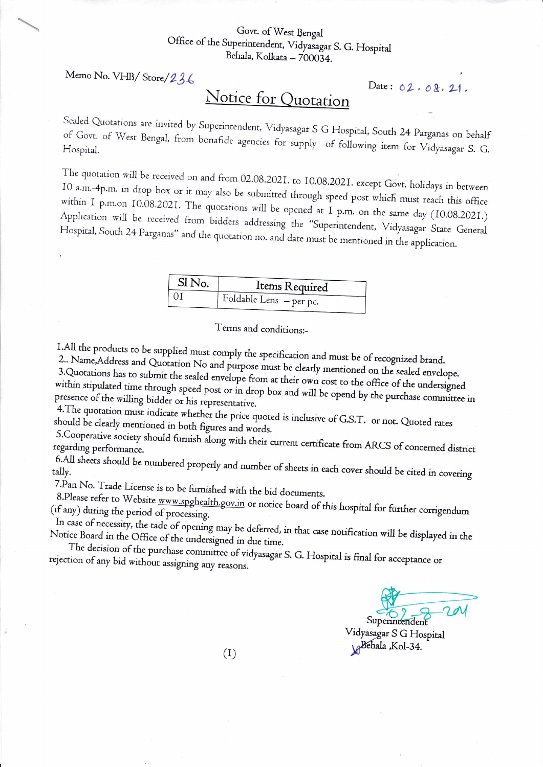Govt. of West Bengal
Office of the Superintendent, Vidyasagar S. G. Hospital
Behala, Kolkata – 700034.

Memo No. VHB/ Store/236

Date : 02.08.21.

# Notice for Quotation

Sealed Quotations are invited by Superintendent, Vidyasagar S G Hospital, South 24 Parganas on behalf of Govt. of West Bengal, from bonafide agencies for supply of following item for Vidyasagar S. G. Hospital.

The quotation will be received on and from 02.08.2021. to 10.08.2021. except Govt. holidays in between 10 a.m.-4p.m. in drop box or it may also be submitted through speed post which must reach this office within 1 p.m.on 10.08.2021. The quotations will be opened at 1 p.m. on the same day (10.08.2021.) Application will be received from bidders addressing the "Superintendent, Vidyasagar State General Hospital, South 24 Parganas" and the quotation no. and date must be mentioned in the application.

| Sl No. | Items Required |
|---|---|
| 01 | Foldable Lens – per pc. |

Terms and conditions:-

1.All the products to be supplied must comply the specification and must be of recognized brand.
2.. Name,Address and Quotation No and purpose must be clearly mentioned on the sealed envelope.
3.Quotations has to submit the sealed envelope from at their own cost to the office of the undersigned within stipulated time through speed post or in drop box and will be opend by the purchase committee in presence of the willing bidder or his representative.
4.The quotation must indicate whether the price quoted is inclusive of G.S.T. or not. Quoted rates should be clearly mentioned in both figures and words.
5.Cooperative society should furnish along with their current certificate from ARCS of concerned district regarding performance.
6.All sheets should be numbered properly and number of sheets in each cover should be cited in covering tally.
7.Pan No. Trade License is to be furnished with the bid documents.
8.Please refer to Website www.spghealth.gov.in or notice board of this hospital for further corrigendum (if any) during the period of processing.

In case of necessity, the tade of opening may be deferred, in that case notification will be displayed in the Notice Board in the Office of the undersigned in due time.

The decision of the purchase committee of vidyasagar S. G. Hospital is final for acceptance or rejection of any bid without assigning any reasons.

02-8-2021
Superintendent
Vidyasagar S G Hospital
Behala ,Kol-34.

(1)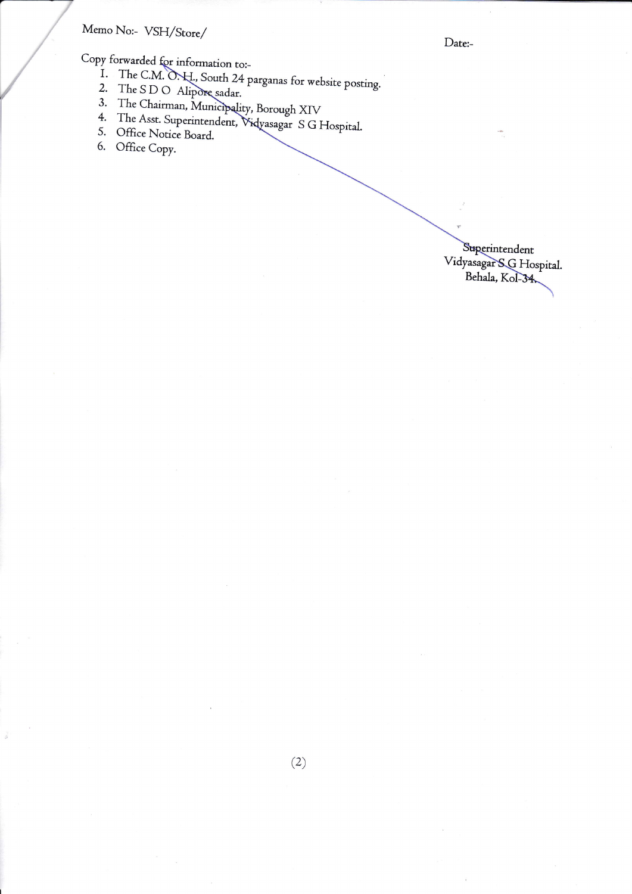Memo No:- VSH/Store/

Date:-

Copy forwarded for information to:-

1. The C.M. O. H., South 24 parganas for website posting.
2. The S D O Alipore sadar.
3. The Chairman, Municipality, Borough XIV
4. The Asst. Superintendent, Vidyasagar S G Hospital.
5. Office Notice Board.
6. Office Copy.

Superintendent
Vidyasagar S G Hospital.
Behala, Kol-34.